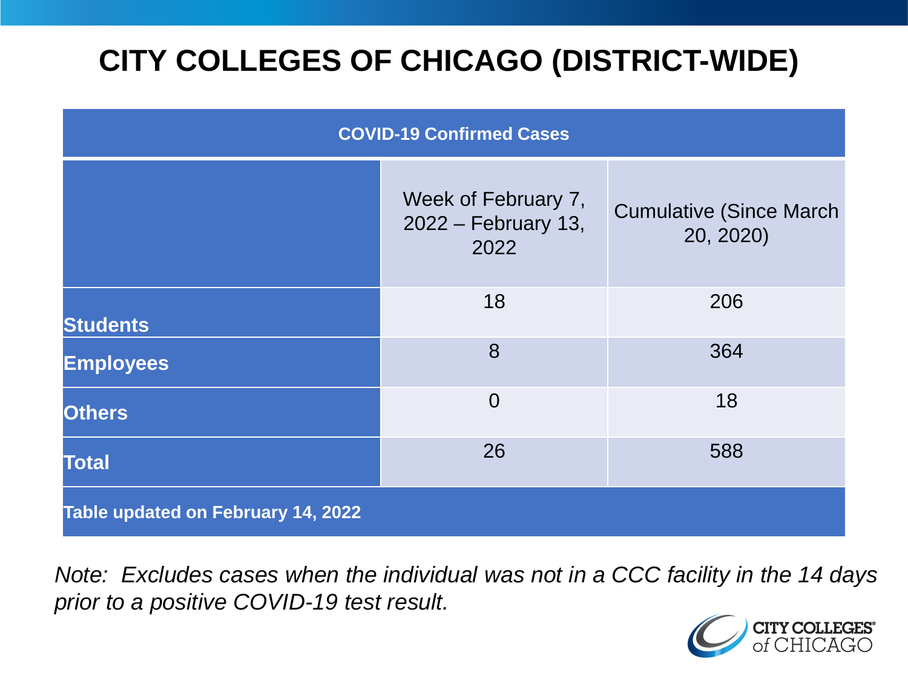# CITY COLLEGES OF CHICAGO (DISTRICT-WIDE)

| COVID-19 Confirmed Cases | | |
|---|---|---|
| | Week of February 7, 2022 – February 13, 2022 | Cumulative (Since March 20, 2020) |
| **Students** | 18 | 206 |
| **Employees** | 8 | 364 |
| **Others** | 0 | 18 |
| **Total** | 26 | 588 |
| **Table updated on February 14, 2022** | | |

*Note: Excludes cases when the individual was not in a CCC facility in the 14 days prior to a positive COVID-19 test result.*

CITY COLLEGES of CHICAGO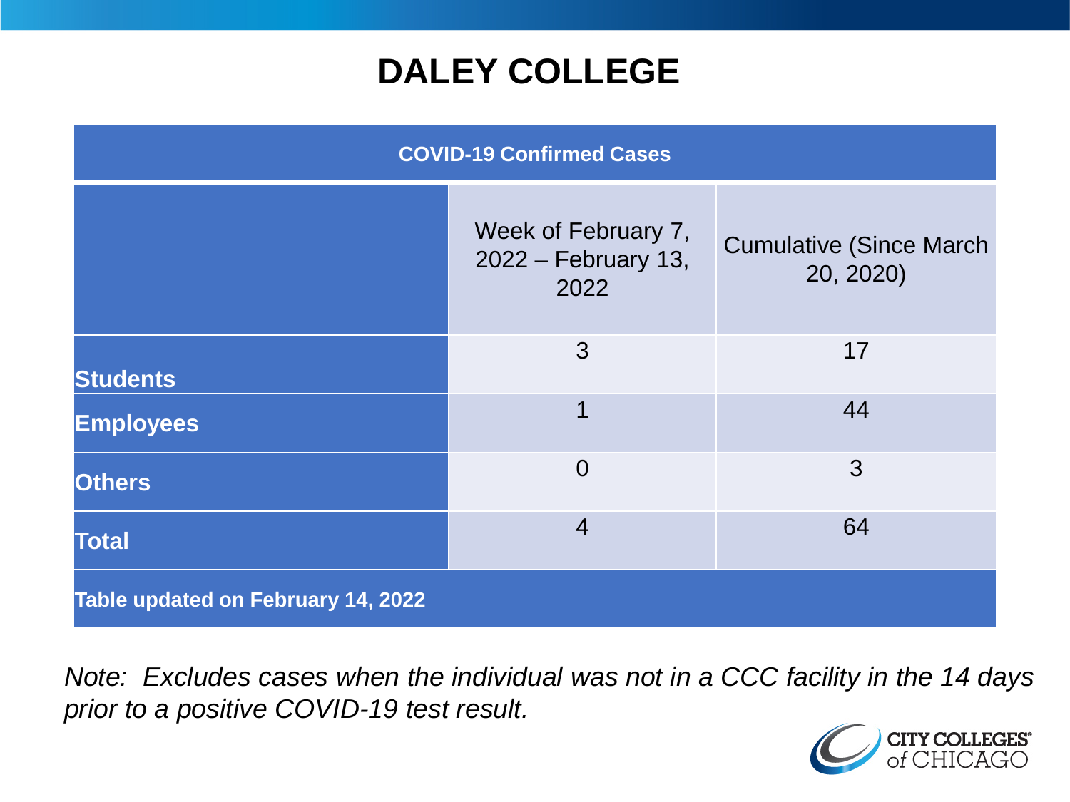# DALEY COLLEGE

| COVID-19 Confirmed Cases | | |
|---|---|---|
| | Week of February 7, 2022 – February 13, 2022 | Cumulative (Since March 20, 2020) |
| **Students** | 3 | 17 |
| **Employees** | 1 | 44 |
| **Others** | 0 | 3 |
| **Total** | 4 | 64 |

**Table updated on February 14, 2022**

*Note: Excludes cases when the individual was not in a CCC facility in the 14 days prior to a positive COVID-19 test result.*

CITY COLLEGES of CHICAGO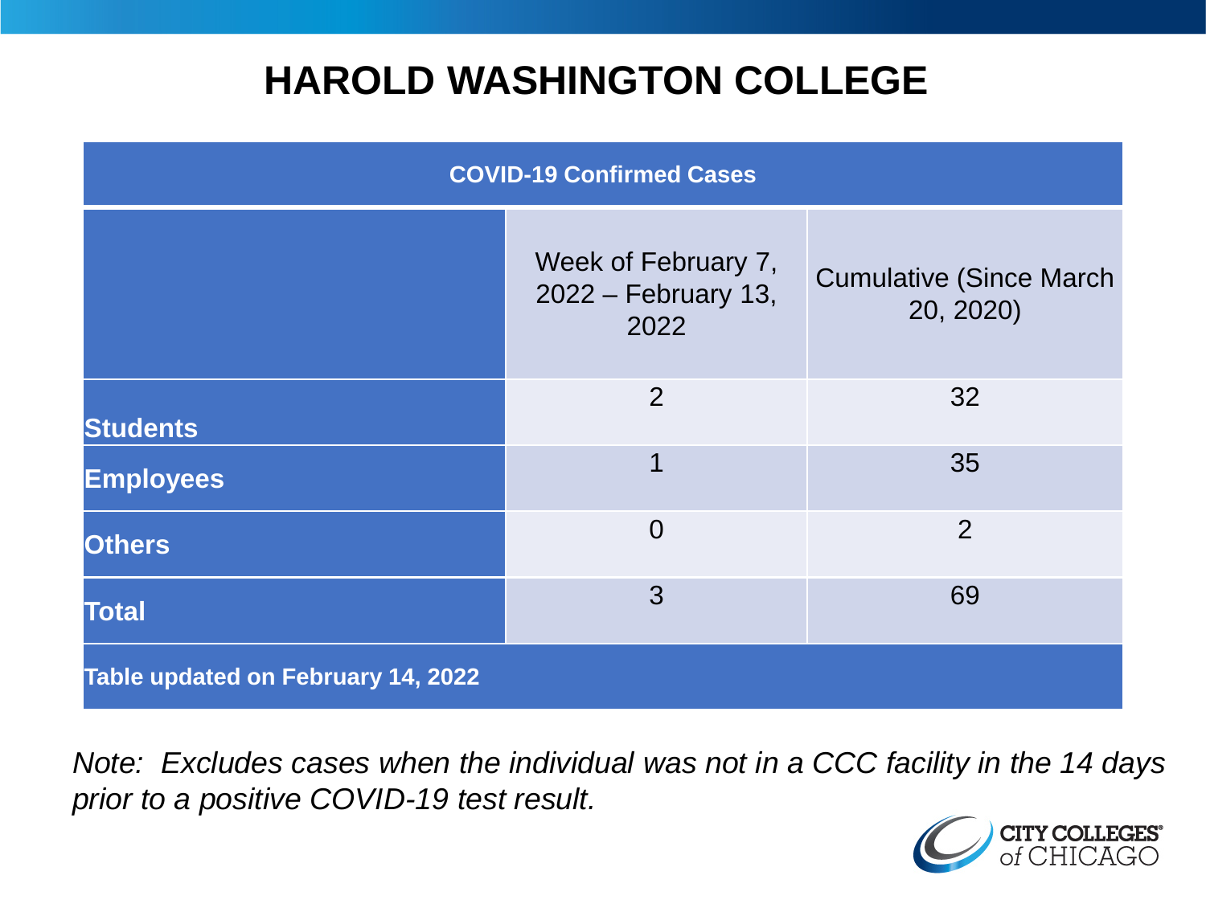# HAROLD WASHINGTON COLLEGE

| COVID-19 Confirmed Cases | | |
|---|---|---|
| | Week of February 7, 2022 – February 13, 2022 | Cumulative (Since March 20, 2020) |
| **Students** | 2 | 32 |
| **Employees** | 1 | 35 |
| **Others** | 0 | 2 |
| **Total** | 3 | 69 |
| **Table updated on February 14, 2022** | | |

*Note: Excludes cases when the individual was not in a CCC facility in the 14 days prior to a positive COVID-19 test result.*

CITY COLLEGES of CHICAGO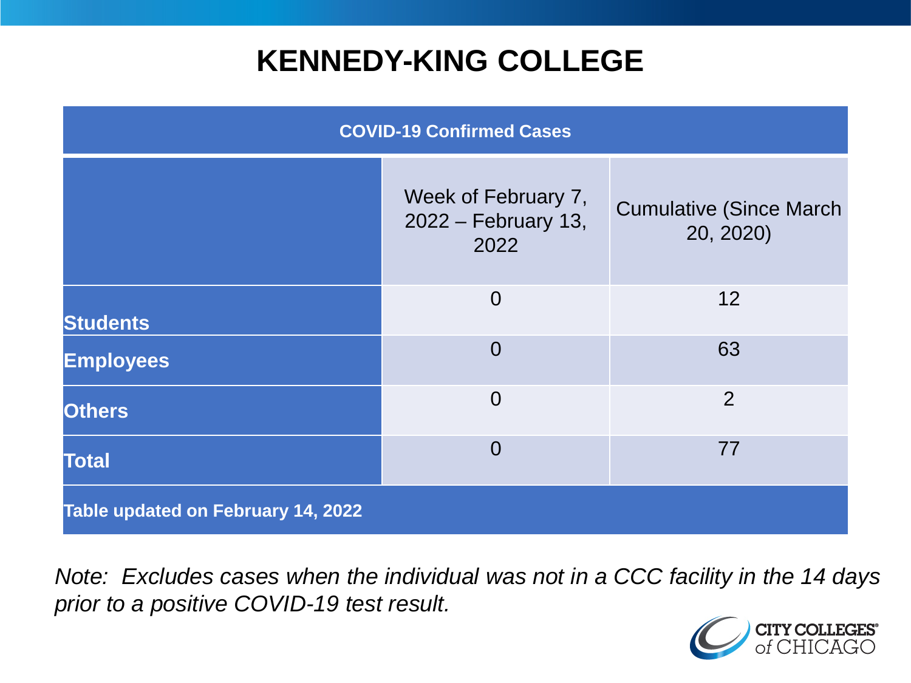# KENNEDY-KING COLLEGE

| COVID-19 Confirmed Cases | | |
|---|---|---|
| | Week of February 7, 2022 – February 13, 2022 | Cumulative (Since March 20, 2020) |
| **Students** | 0 | 12 |
| **Employees** | 0 | 63 |
| **Others** | 0 | 2 |
| **Total** | 0 | 77 |
| **Table updated on February 14, 2022** | | |

*Note: Excludes cases when the individual was not in a CCC facility in the 14 days prior to a positive COVID-19 test result.*

CITY COLLEGES of CHICAGO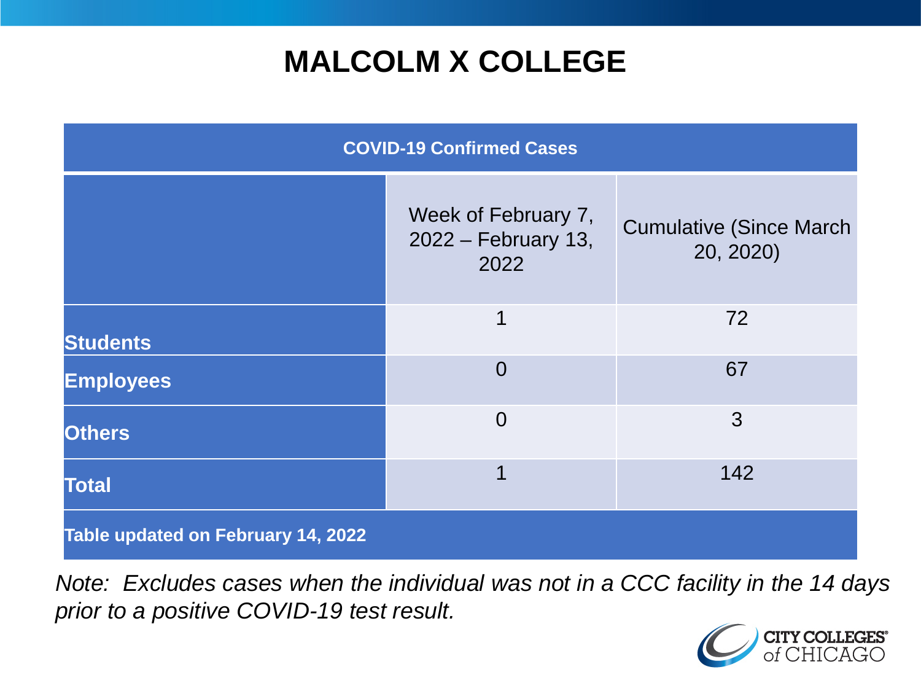# MALCOLM X COLLEGE

| COVID-19 Confirmed Cases | | |
|---|---|---|
| | Week of February 7, 2022 – February 13, 2022 | Cumulative (Since March 20, 2020) |
| **Students** | 1 | 72 |
| **Employees** | 0 | 67 |
| **Others** | 0 | 3 |
| **Total** | 1 | 142 |
| **Table updated on February 14, 2022** | | |

*Note: Excludes cases when the individual was not in a CCC facility in the 14 days prior to a positive COVID-19 test result.*

CITY COLLEGES of CHICAGO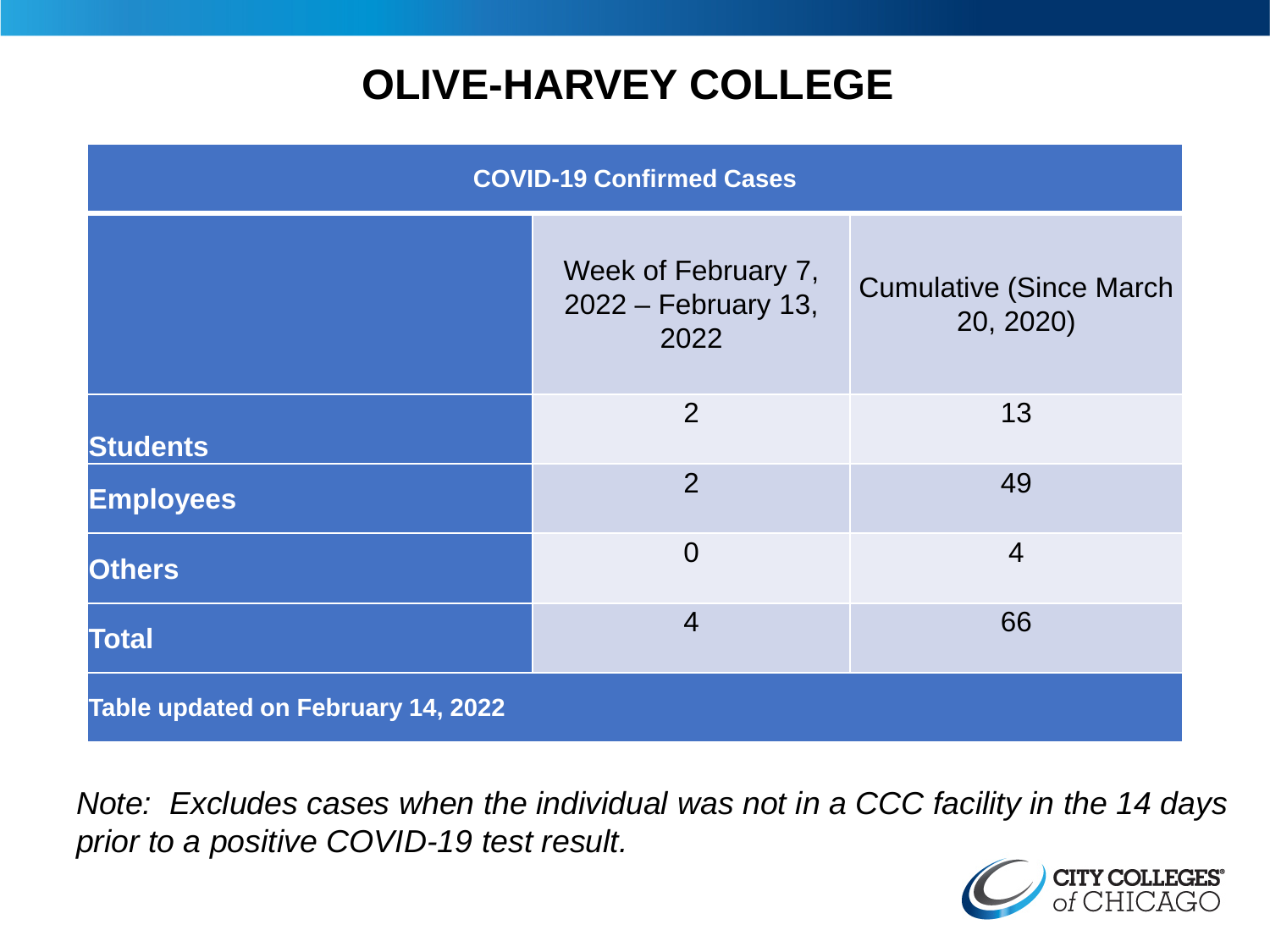# OLIVE-HARVEY COLLEGE

| COVID-19 Confirmed Cases | | |
|---|---|---|
| | Week of February 7, 2022 – February 13, 2022 | Cumulative (Since March 20, 2020) |
| **Students** | 2 | 13 |
| **Employees** | 2 | 49 |
| **Others** | 0 | 4 |
| **Total** | 4 | 66 |
| **Table updated on February 14, 2022** | | |

*Note: Excludes cases when the individual was not in a CCC facility in the 14 days prior to a positive COVID-19 test result.*

CITY COLLEGES of CHICAGO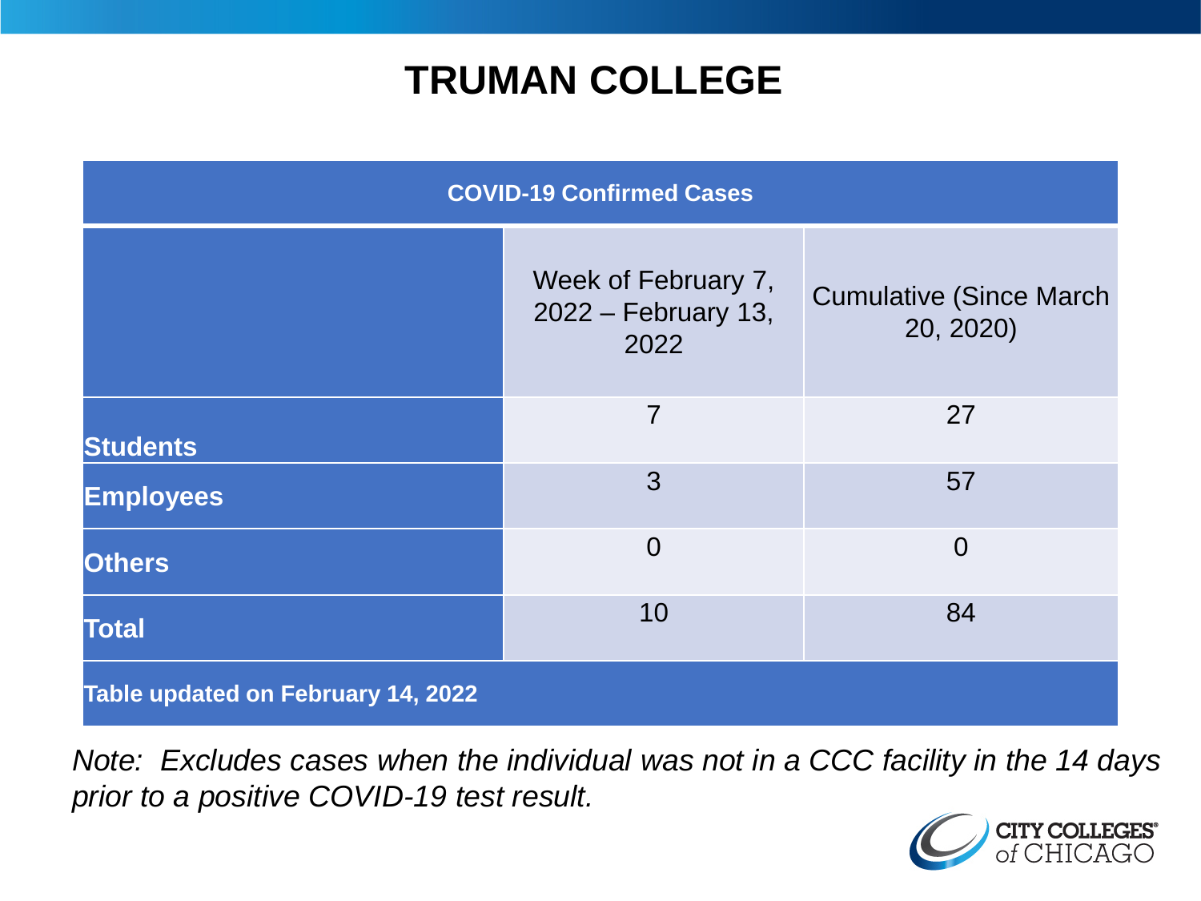# TRUMAN COLLEGE

| COVID-19 Confirmed Cases | | |
|---|---|---|
| | Week of February 7, 2022 – February 13, 2022 | Cumulative (Since March 20, 2020) |
| **Students** | 7 | 27 |
| **Employees** | 3 | 57 |
| **Others** | 0 | 0 |
| **Total** | 10 | 84 |
| **Table updated on February 14, 2022** | | |

*Note: Excludes cases when the individual was not in a CCC facility in the 14 days prior to a positive COVID-19 test result.*

CITY COLLEGES of CHICAGO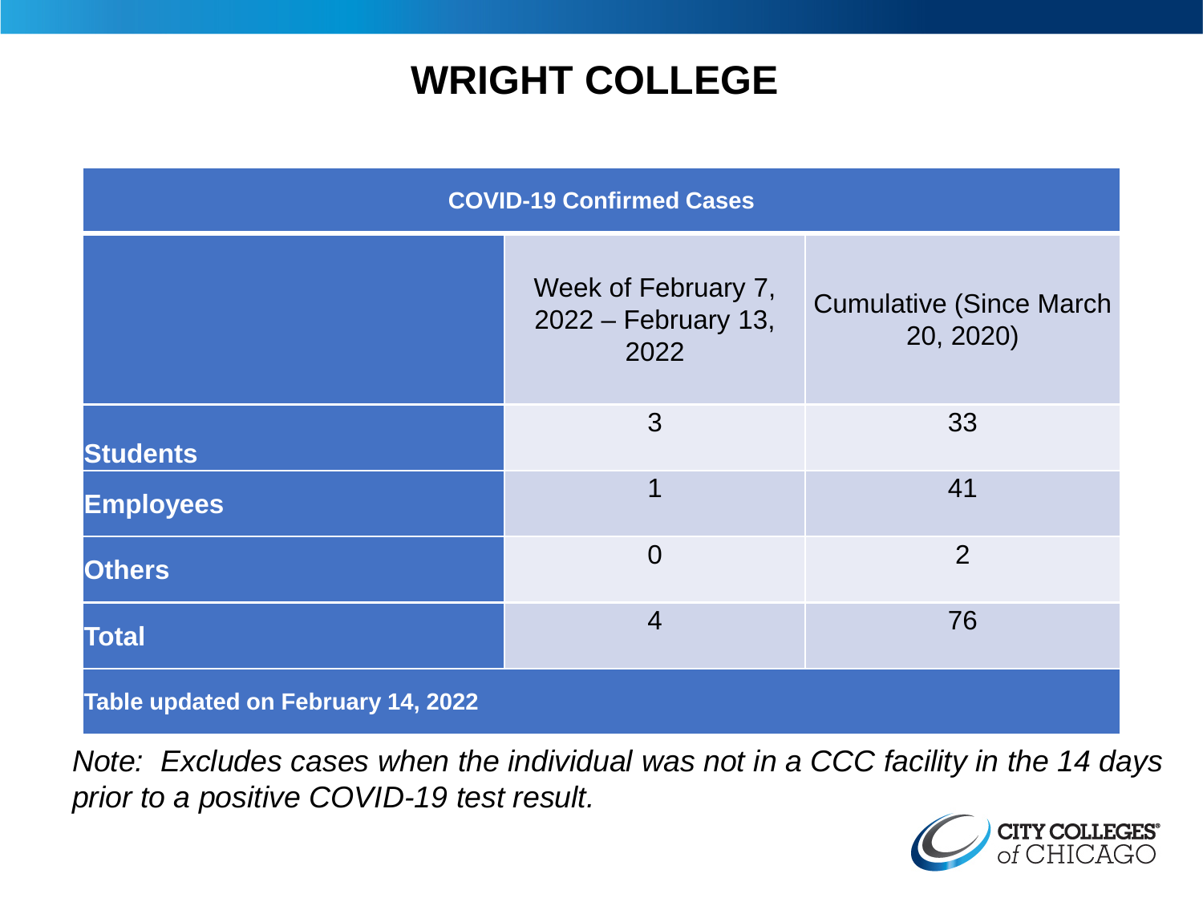# WRIGHT COLLEGE

| COVID-19 Confirmed Cases | | |
|---|---|---|
| | Week of February 7, 2022 – February 13, 2022 | Cumulative (Since March 20, 2020) |
| **Students** | 3 | 33 |
| **Employees** | 1 | 41 |
| **Others** | 0 | 2 |
| **Total** | 4 | 76 |
| **Table updated on February 14, 2022** | | |

*Note: Excludes cases when the individual was not in a CCC facility in the 14 days prior to a positive COVID-19 test result.*

CITY COLLEGES of CHICAGO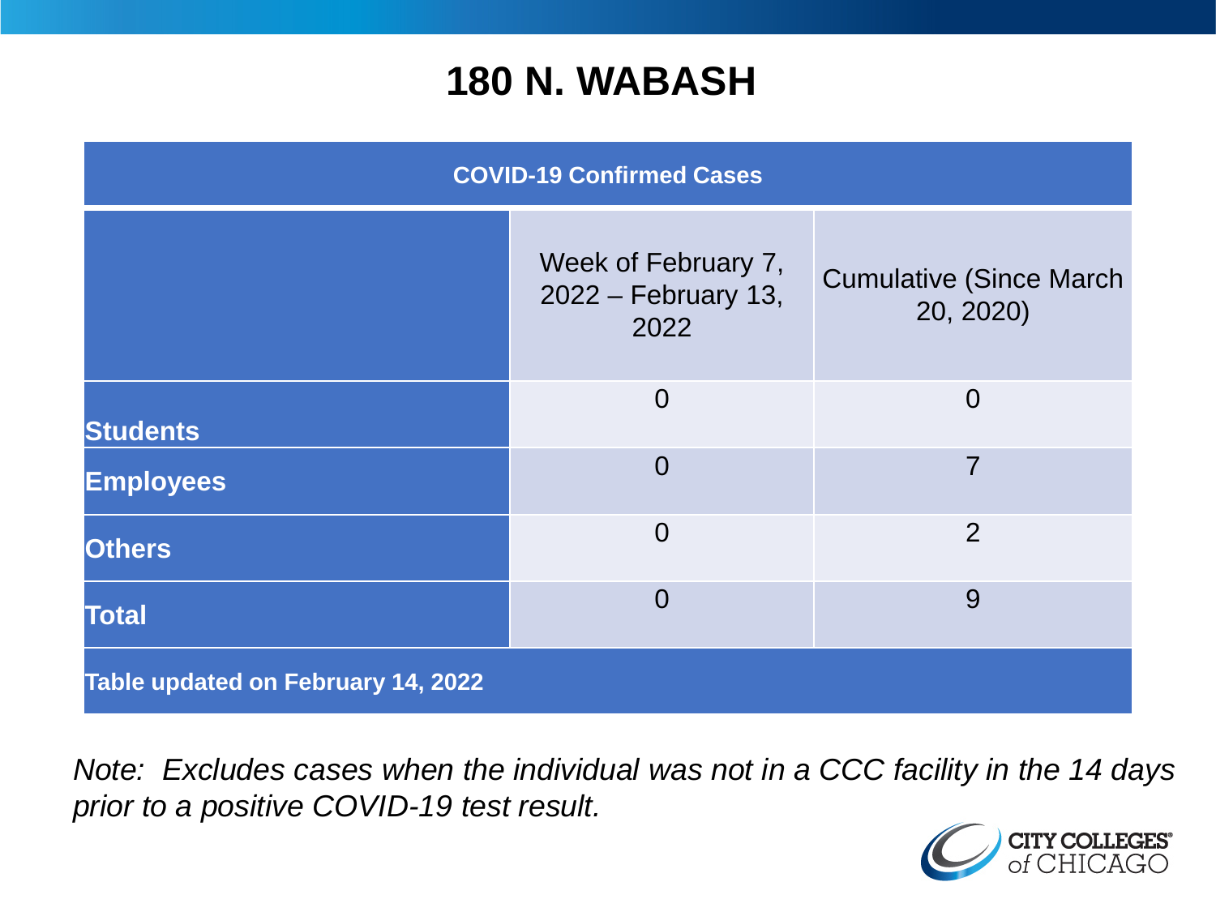# 180 N. WABASH

| COVID-19 Confirmed Cases | | |
|---|---|---|
| | Week of February 7, 2022 – February 13, 2022 | Cumulative (Since March 20, 2020) |
| **Students** | 0 | 0 |
| **Employees** | 0 | 7 |
| **Others** | 0 | 2 |
| **Total** | 0 | 9 |
| **Table updated on February 14, 2022** | | |

*Note: Excludes cases when the individual was not in a CCC facility in the 14 days prior to a positive COVID-19 test result.*

CITY COLLEGES of CHICAGO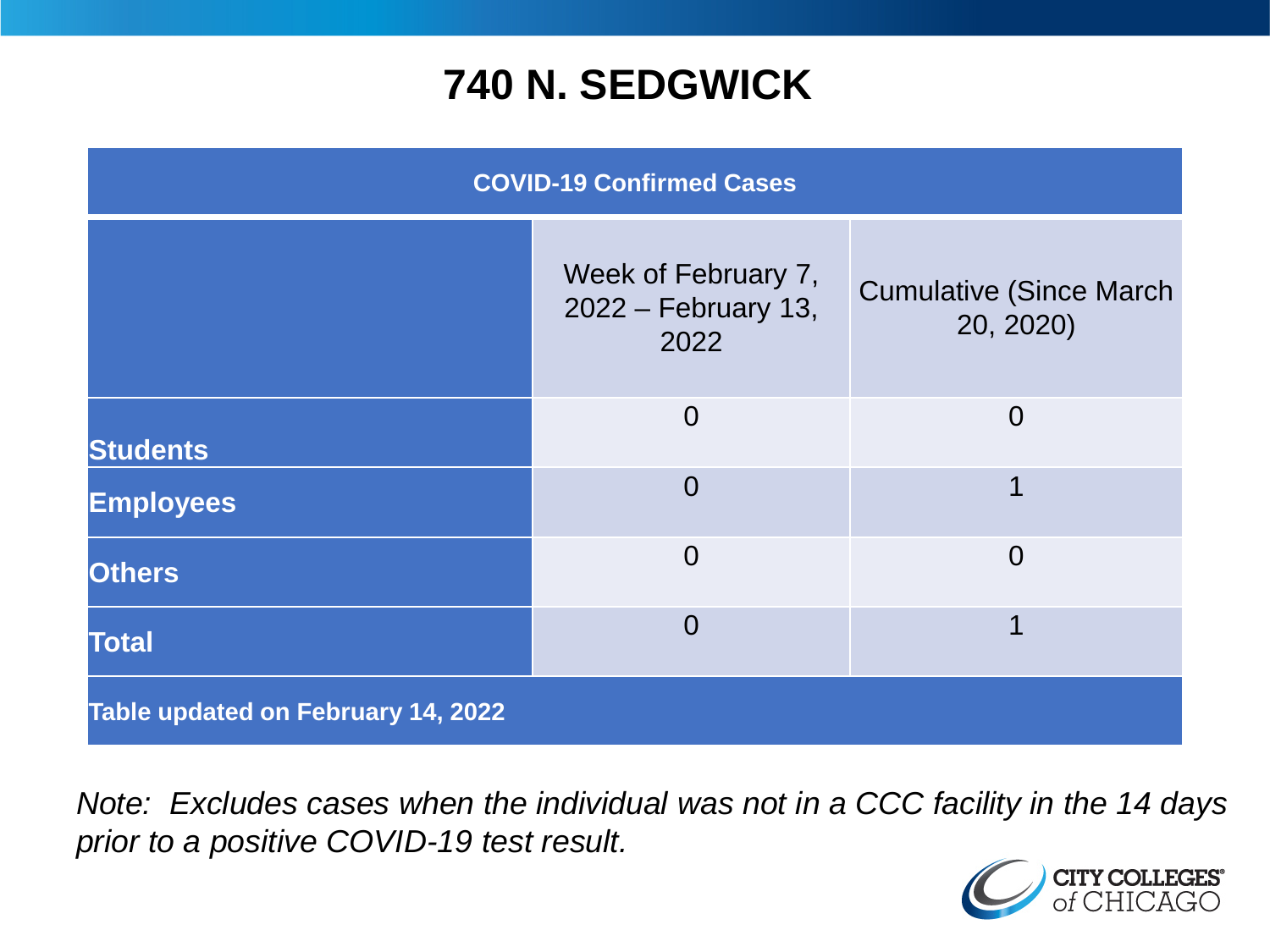# 740 N. SEDGWICK

| COVID-19 Confirmed Cases | | |
|---|---|---|
| | Week of February 7, 2022 – February 13, 2022 | Cumulative (Since March 20, 2020) |
| **Students** | 0 | 0 |
| **Employees** | 0 | 1 |
| **Others** | 0 | 0 |
| **Total** | 0 | 1 |
| **Table updated on February 14, 2022** | | |

*Note: Excludes cases when the individual was not in a CCC facility in the 14 days prior to a positive COVID-19 test result.*

CITY COLLEGES of CHICAGO